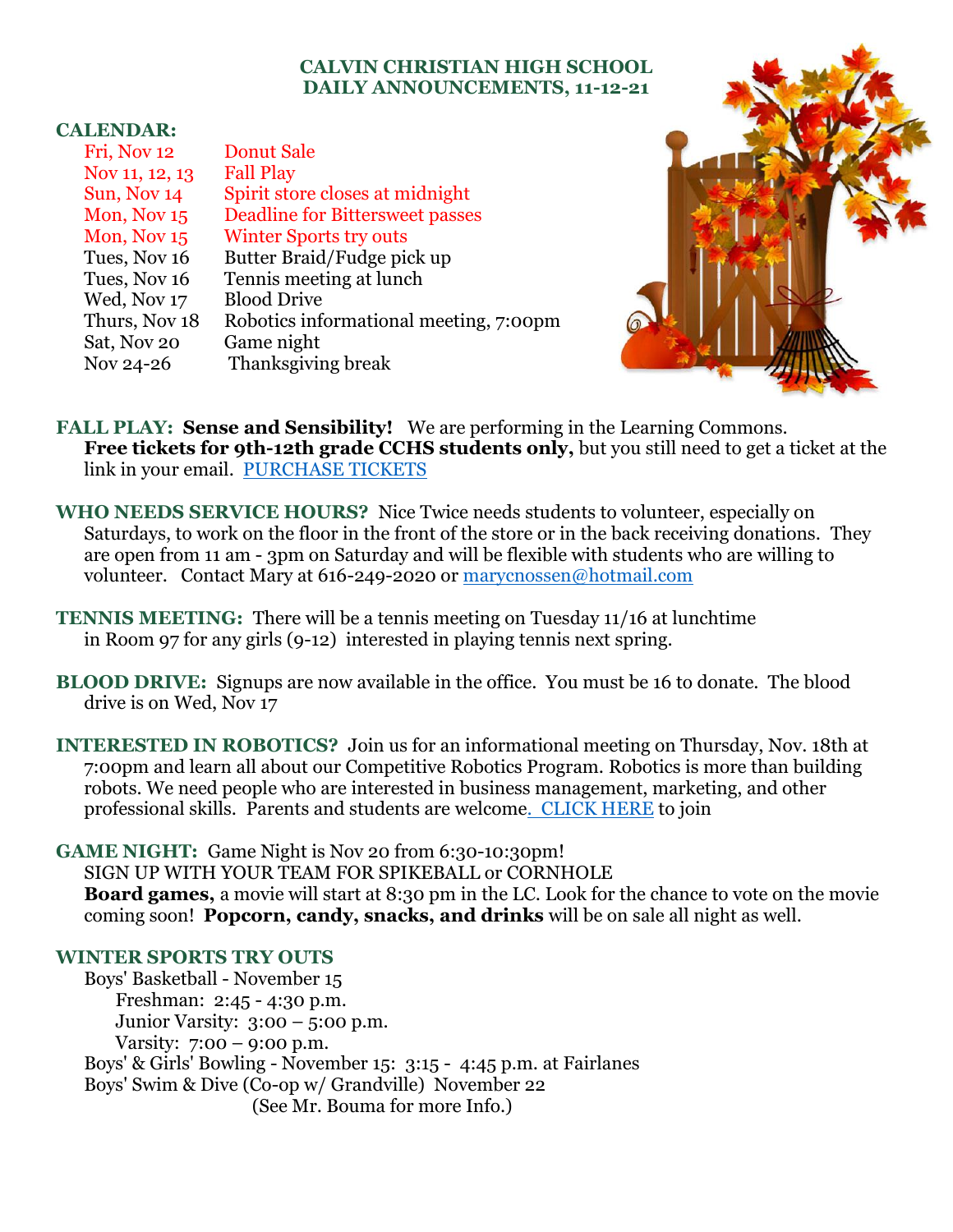# CALVIN CHRISTIAN HIGH SCHOOL
## DAILY ANNOUNCEMENTS, 11-12-21

**CALENDAR:**

| | |
|---|---|
| Fri, Nov 12 | Donut Sale |
| Nov 11, 12, 13 | Fall Play |
| Sun, Nov 14 | Spirit store closes at midnight |
| Mon, Nov 15 | Deadline for Bittersweet passes |
| Mon, Nov 15 | Winter Sports try outs |
| Tues, Nov 16 | Butter Braid/Fudge pick up |
| Tues, Nov 16 | Tennis meeting at lunch |
| Wed, Nov 17 | Blood Drive |
| Thurs, Nov 18 | Robotics informational meeting, 7:00pm |
| Sat, Nov 20 | Game night |
| Nov 24-26 | Thanksgiving break |

**FALL PLAY: Sense and Sensibility!** We are performing in the Learning Commons. **Free tickets for 9th-12th grade CCHS students only,** but you still need to get a ticket at the link in your email. PURCHASE TICKETS

**WHO NEEDS SERVICE HOURS?** Nice Twice needs students to volunteer, especially on Saturdays, to work on the floor in the front of the store or in the back receiving donations. They are open from 11 am - 3pm on Saturday and will be flexible with students who are willing to volunteer. Contact Mary at 616-249-2020 or marycnossen@hotmail.com

**TENNIS MEETING:** There will be a tennis meeting on Tuesday 11/16 at lunchtime in Room 97 for any girls (9-12) interested in playing tennis next spring.

**BLOOD DRIVE:** Signups are now available in the office. You must be 16 to donate. The blood drive is on Wed, Nov 17

**INTERESTED IN ROBOTICS?** Join us for an informational meeting on Thursday, Nov. 18th at 7:00pm and learn all about our Competitive Robotics Program. Robotics is more than building robots. We need people who are interested in business management, marketing, and other professional skills. Parents and students are welcome. CLICK HERE to join

**GAME NIGHT:** Game Night is Nov 20 from 6:30-10:30pm!
SIGN UP WITH YOUR TEAM FOR SPIKEBALL or CORNHOLE
**Board games,** a movie will start at 8:30 pm in the LC. Look for the chance to vote on the movie coming soon! **Popcorn, candy, snacks, and drinks** will be on sale all night as well.

**WINTER SPORTS TRY OUTS**

Boys' Basketball - November 15
- Freshman: 2:45 - 4:30 p.m.
- Junior Varsity: 3:00 – 5:00 p.m.
- Varsity: 7:00 – 9:00 p.m.

Boys' & Girls' Bowling - November 15: 3:15 - 4:45 p.m. at Fairlanes

Boys' Swim & Dive (Co-op w/ Grandville) November 22
(See Mr. Bouma for more Info.)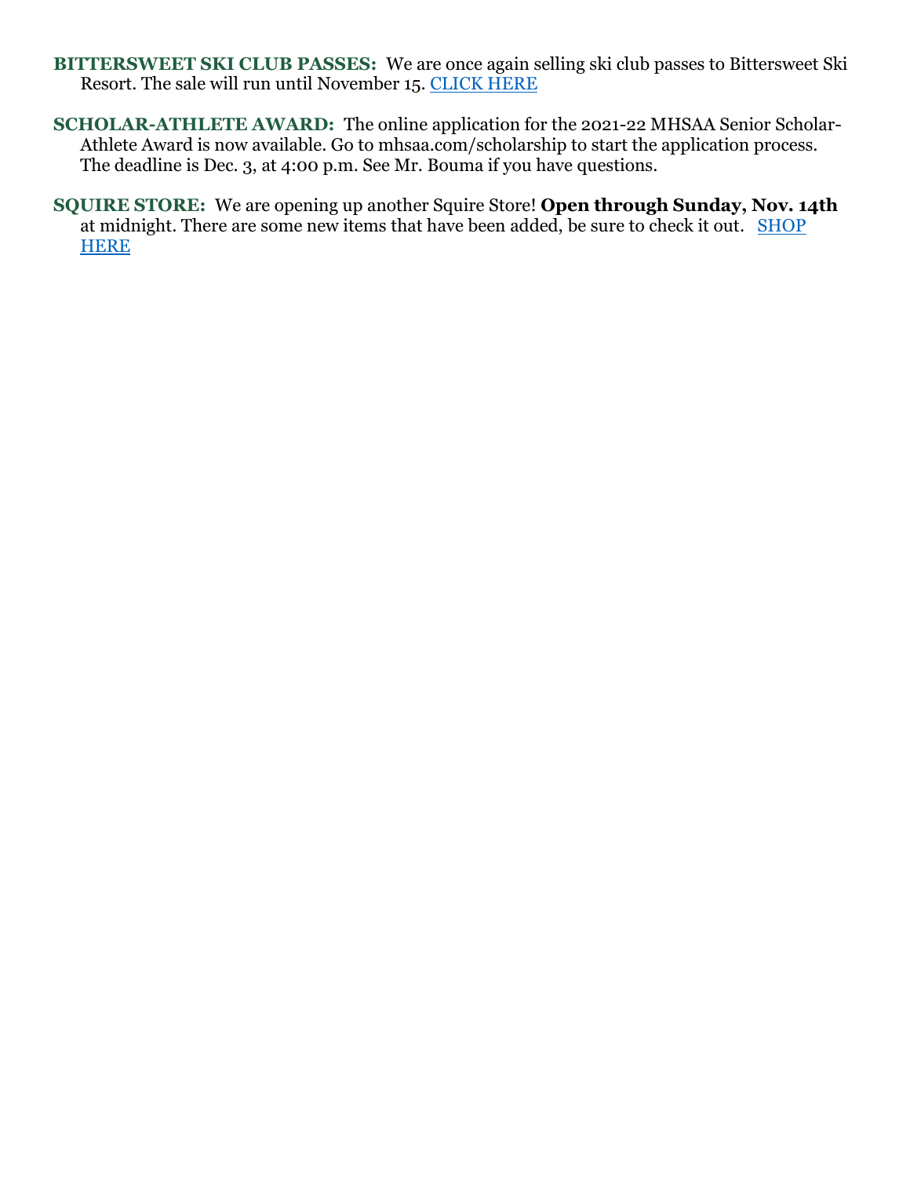**BITTERSWEET SKI CLUB PASSES:** We are once again selling ski club passes to Bittersweet Ski Resort. The sale will run until November 15. CLICK HERE

**SCHOLAR-ATHLETE AWARD:** The online application for the 2021-22 MHSAA Senior Scholar-Athlete Award is now available. Go to mhsaa.com/scholarship to start the application process. The deadline is Dec. 3, at 4:00 p.m. See Mr. Bouma if you have questions.

**SQUIRE STORE:** We are opening up another Squire Store! **Open through Sunday, Nov. 14th** at midnight. There are some new items that have been added, be sure to check it out. SHOP HERE